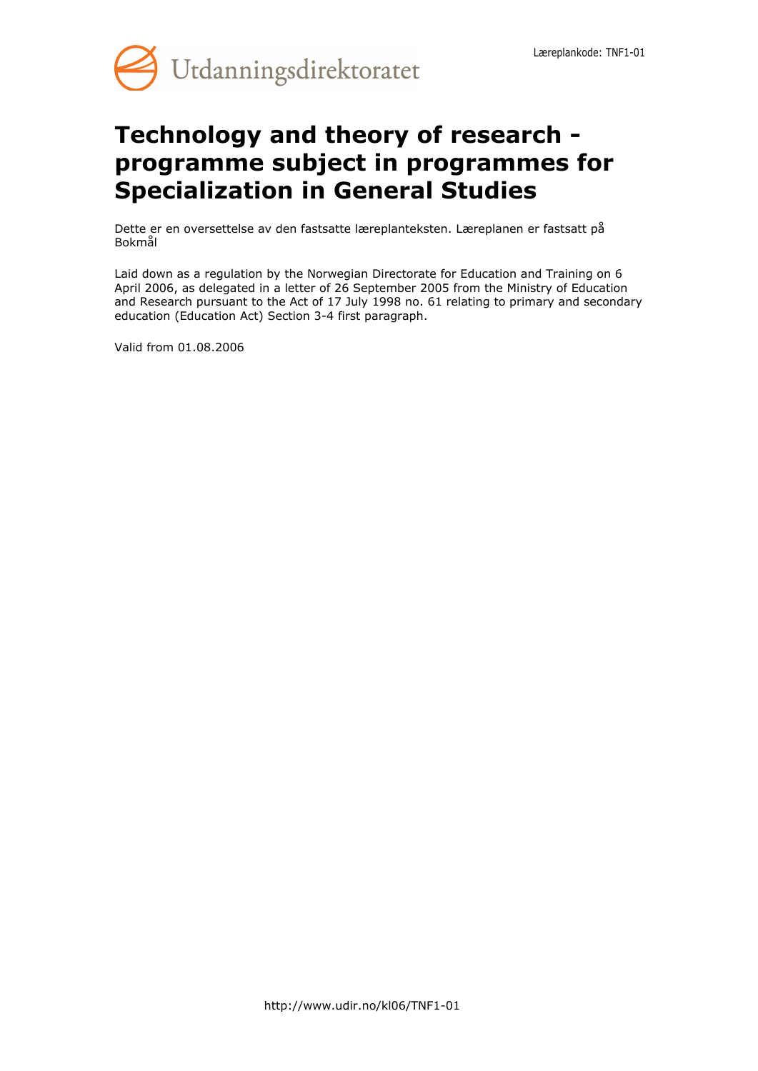Læreplankode: TNF1-01

Utdanningsdirektoratet

# Technology and theory of research - programme subject in programmes for Specialization in General Studies

Dette er en oversettelse av den fastsatte læreplanteksten. Læreplanen er fastsatt på Bokmål

Laid down as a regulation by the Norwegian Directorate for Education and Training on 6 April 2006, as delegated in a letter of 26 September 2005 from the Ministry of Education and Research pursuant to the Act of 17 July 1998 no. 61 relating to primary and secondary education (Education Act) Section 3-4 first paragraph.

Valid from 01.08.2006

http://www.udir.no/kl06/TNF1-01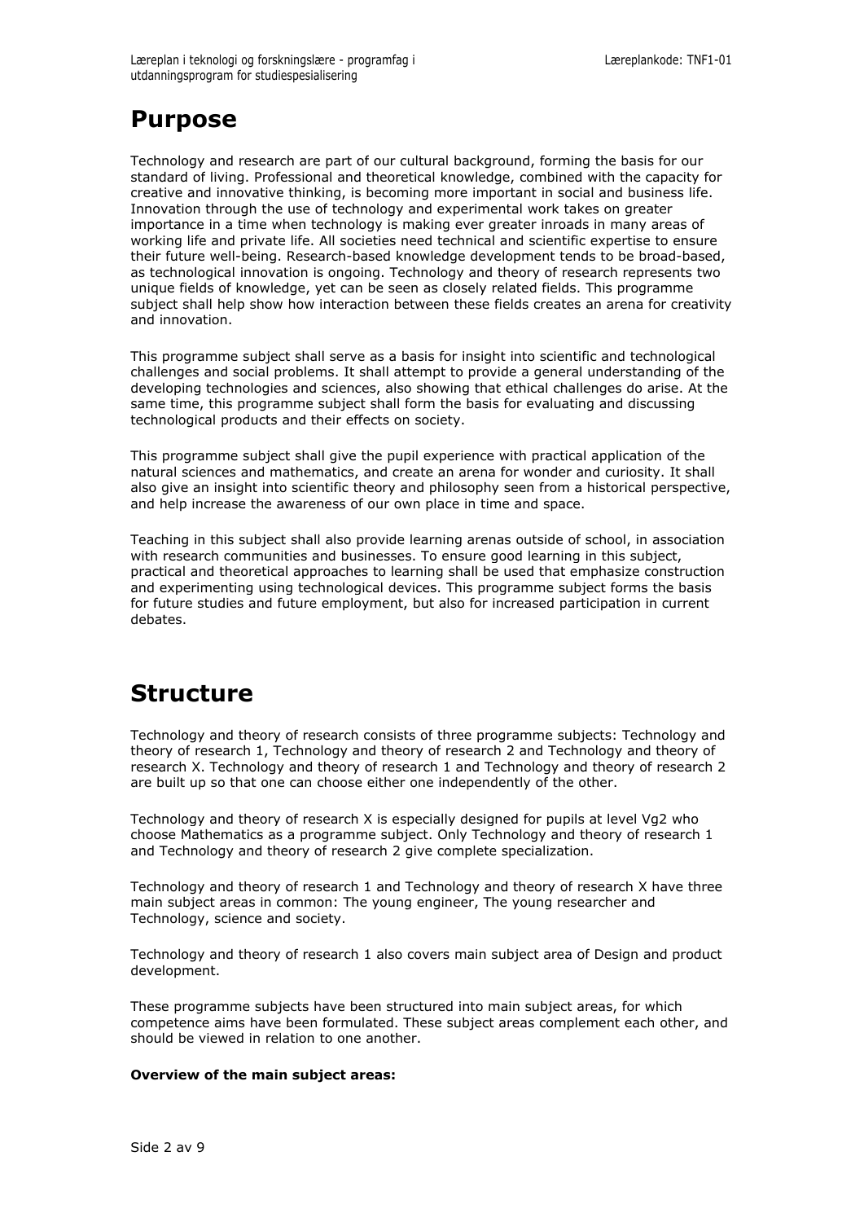# Purpose

Technology and research are part of our cultural background, forming the basis for our standard of living. Professional and theoretical knowledge, combined with the capacity for creative and innovative thinking, is becoming more important in social and business life. Innovation through the use of technology and experimental work takes on greater importance in a time when technology is making ever greater inroads in many areas of working life and private life. All societies need technical and scientific expertise to ensure their future well-being. Research-based knowledge development tends to be broad-based, as technological innovation is ongoing. Technology and theory of research represents two unique fields of knowledge, yet can be seen as closely related fields. This programme subject shall help show how interaction between these fields creates an arena for creativity and innovation.

This programme subject shall serve as a basis for insight into scientific and technological challenges and social problems. It shall attempt to provide a general understanding of the developing technologies and sciences, also showing that ethical challenges do arise. At the same time, this programme subject shall form the basis for evaluating and discussing technological products and their effects on society.

This programme subject shall give the pupil experience with practical application of the natural sciences and mathematics, and create an arena for wonder and curiosity. It shall also give an insight into scientific theory and philosophy seen from a historical perspective, and help increase the awareness of our own place in time and space.

Teaching in this subject shall also provide learning arenas outside of school, in association with research communities and businesses. To ensure good learning in this subject, practical and theoretical approaches to learning shall be used that emphasize construction and experimenting using technological devices. This programme subject forms the basis for future studies and future employment, but also for increased participation in current debates.

# Structure

Technology and theory of research consists of three programme subjects: Technology and theory of research 1, Technology and theory of research 2 and Technology and theory of research X. Technology and theory of research 1 and Technology and theory of research 2 are built up so that one can choose either one independently of the other.

Technology and theory of research X is especially designed for pupils at level Vg2 who choose Mathematics as a programme subject. Only Technology and theory of research 1 and Technology and theory of research 2 give complete specialization.

Technology and theory of research 1 and Technology and theory of research X have three main subject areas in common: The young engineer, The young researcher and Technology, science and society.

Technology and theory of research 1 also covers main subject area of Design and product development.

These programme subjects have been structured into main subject areas, for which competence aims have been formulated. These subject areas complement each other, and should be viewed in relation to one another.

**Overview of the main subject areas:**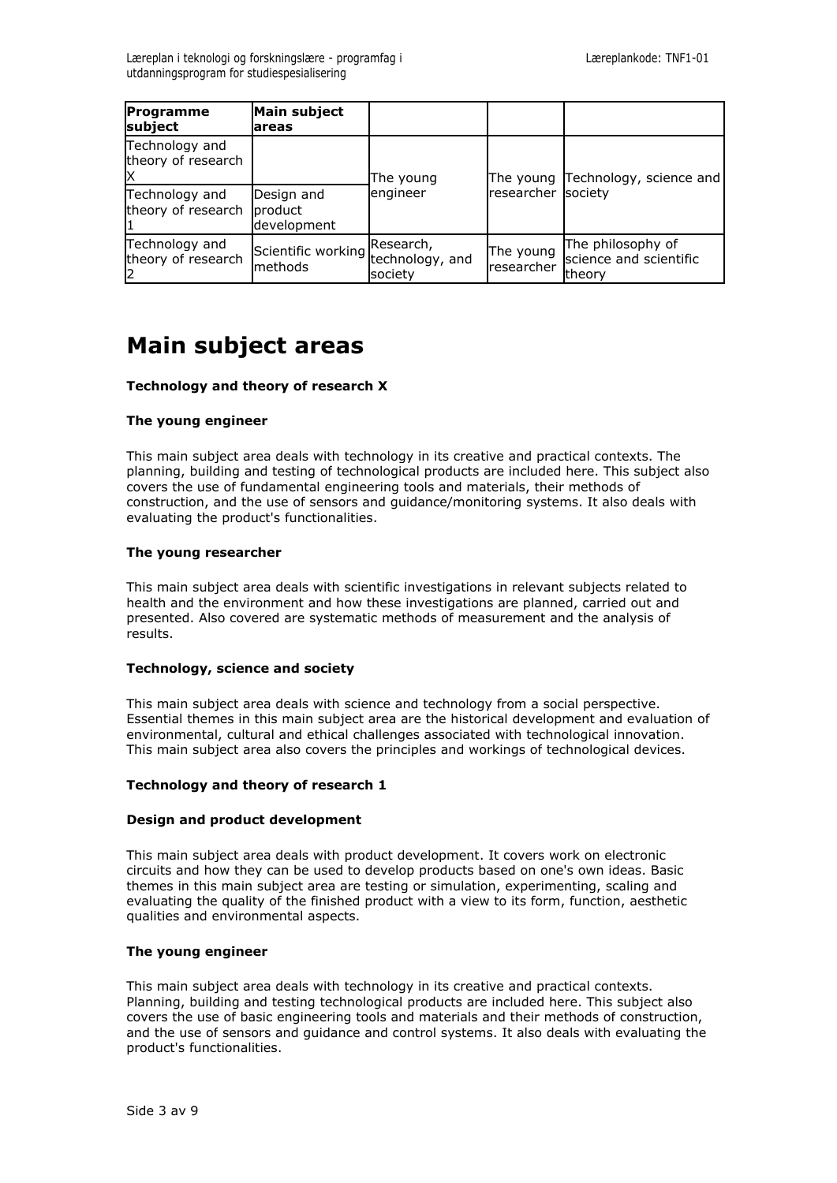| Programme subject | Main subject areas | | | |
|---|---|---|---|---|
| Technology and theory of research X | | The young engineer | The young researcher | Technology, science and society |
| Technology and theory of research 1 | Design and product development | The young engineer | The young researcher | Technology, science and society |
| Technology and theory of research 2 | Scientific working methods | Research, technology, and society | The young researcher | The philosophy of science and scientific theory |

# Main subject areas

**Technology and theory of research X**

**The young engineer**

This main subject area deals with technology in its creative and practical contexts. The planning, building and testing of technological products are included here. This subject also covers the use of fundamental engineering tools and materials, their methods of construction, and the use of sensors and guidance/monitoring systems. It also deals with evaluating the product's functionalities.

**The young researcher**

This main subject area deals with scientific investigations in relevant subjects related to health and the environment and how these investigations are planned, carried out and presented. Also covered are systematic methods of measurement and the analysis of results.

**Technology, science and society**

This main subject area deals with science and technology from a social perspective. Essential themes in this main subject area are the historical development and evaluation of environmental, cultural and ethical challenges associated with technological innovation. This main subject area also covers the principles and workings of technological devices.

**Technology and theory of research 1**

**Design and product development**

This main subject area deals with product development. It covers work on electronic circuits and how they can be used to develop products based on one's own ideas. Basic themes in this main subject area are testing or simulation, experimenting, scaling and evaluating the quality of the finished product with a view to its form, function, aesthetic qualities and environmental aspects.

**The young engineer**

This main subject area deals with technology in its creative and practical contexts. Planning, building and testing technological products are included here. This subject also covers the use of basic engineering tools and materials and their methods of construction, and the use of sensors and guidance and control systems. It also deals with evaluating the product's functionalities.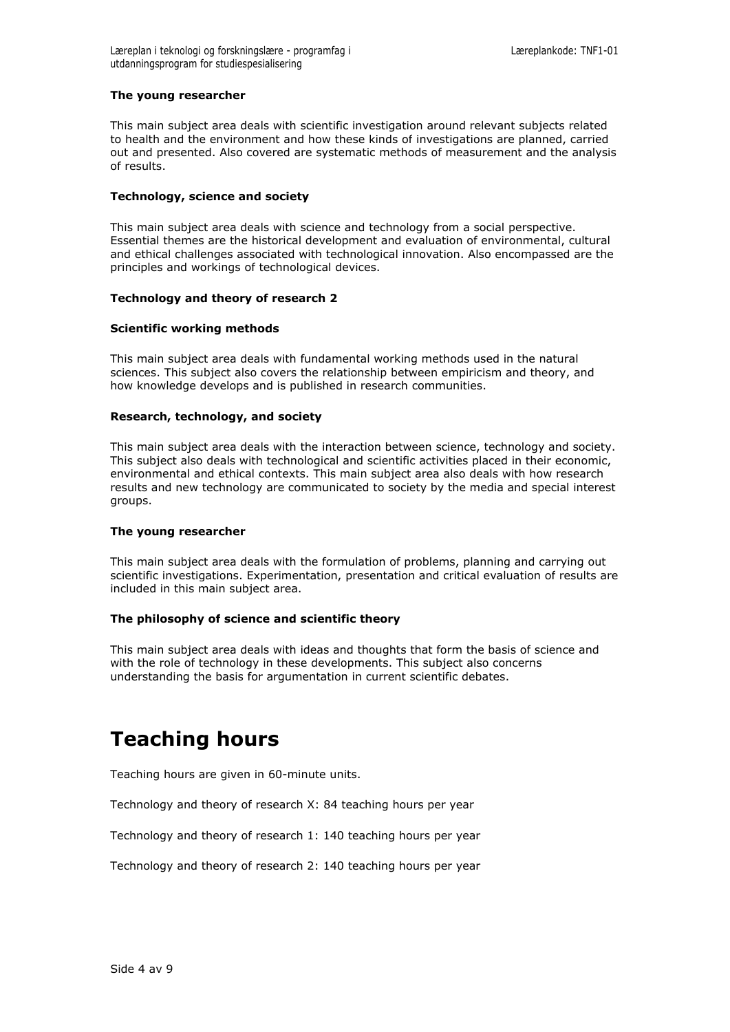**The young researcher**

This main subject area deals with scientific investigation around relevant subjects related to health and the environment and how these kinds of investigations are planned, carried out and presented. Also covered are systematic methods of measurement and the analysis of results.

**Technology, science and society**

This main subject area deals with science and technology from a social perspective. Essential themes are the historical development and evaluation of environmental, cultural and ethical challenges associated with technological innovation. Also encompassed are the principles and workings of technological devices.

**Technology and theory of research 2**

**Scientific working methods**

This main subject area deals with fundamental working methods used in the natural sciences. This subject also covers the relationship between empiricism and theory, and how knowledge develops and is published in research communities.

**Research, technology, and society**

This main subject area deals with the interaction between science, technology and society. This subject also deals with technological and scientific activities placed in their economic, environmental and ethical contexts. This main subject area also deals with how research results and new technology are communicated to society by the media and special interest groups.

**The young researcher**

This main subject area deals with the formulation of problems, planning and carrying out scientific investigations. Experimentation, presentation and critical evaluation of results are included in this main subject area.

**The philosophy of science and scientific theory**

This main subject area deals with ideas and thoughts that form the basis of science and with the role of technology in these developments. This subject also concerns understanding the basis for argumentation in current scientific debates.

# Teaching hours

Teaching hours are given in 60-minute units.

Technology and theory of research X: 84 teaching hours per year

Technology and theory of research 1: 140 teaching hours per year

Technology and theory of research 2: 140 teaching hours per year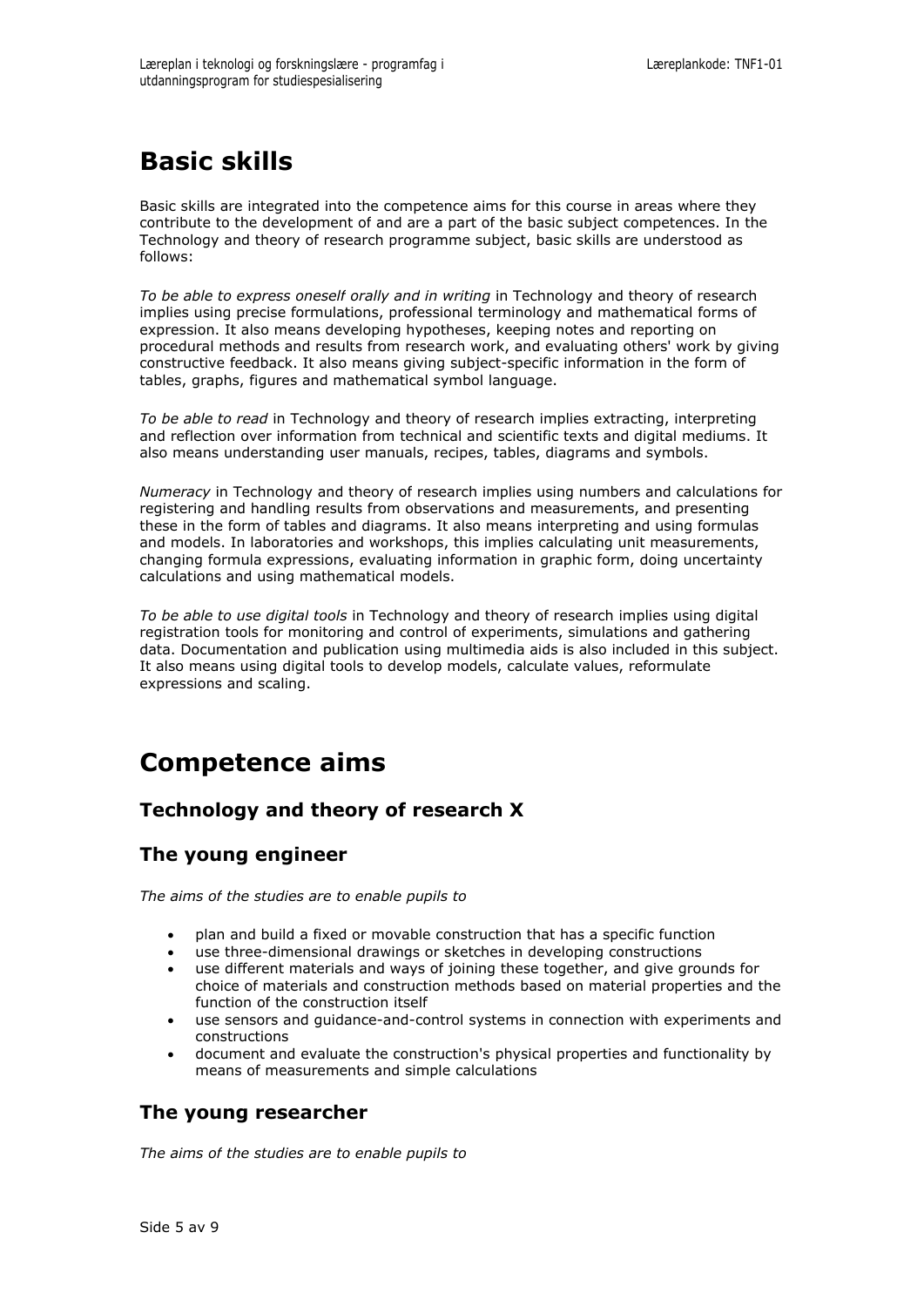# Basic skills

Basic skills are integrated into the competence aims for this course in areas where they contribute to the development of and are a part of the basic subject competences. In the Technology and theory of research programme subject, basic skills are understood as follows:

*To be able to express oneself orally and in writing* in Technology and theory of research implies using precise formulations, professional terminology and mathematical forms of expression. It also means developing hypotheses, keeping notes and reporting on procedural methods and results from research work, and evaluating others' work by giving constructive feedback. It also means giving subject-specific information in the form of tables, graphs, figures and mathematical symbol language.

*To be able to read* in Technology and theory of research implies extracting, interpreting and reflection over information from technical and scientific texts and digital mediums. It also means understanding user manuals, recipes, tables, diagrams and symbols.

*Numeracy* in Technology and theory of research implies using numbers and calculations for registering and handling results from observations and measurements, and presenting these in the form of tables and diagrams. It also means interpreting and using formulas and models. In laboratories and workshops, this implies calculating unit measurements, changing formula expressions, evaluating information in graphic form, doing uncertainty calculations and using mathematical models.

*To be able to use digital tools* in Technology and theory of research implies using digital registration tools for monitoring and control of experiments, simulations and gathering data. Documentation and publication using multimedia aids is also included in this subject. It also means using digital tools to develop models, calculate values, reformulate expressions and scaling.

# Competence aims

## Technology and theory of research X

## The young engineer

*The aims of the studies are to enable pupils to*

- plan and build a fixed or movable construction that has a specific function
- use three-dimensional drawings or sketches in developing constructions
- use different materials and ways of joining these together, and give grounds for choice of materials and construction methods based on material properties and the function of the construction itself
- use sensors and guidance-and-control systems in connection with experiments and constructions
- document and evaluate the construction's physical properties and functionality by means of measurements and simple calculations

## The young researcher

*The aims of the studies are to enable pupils to*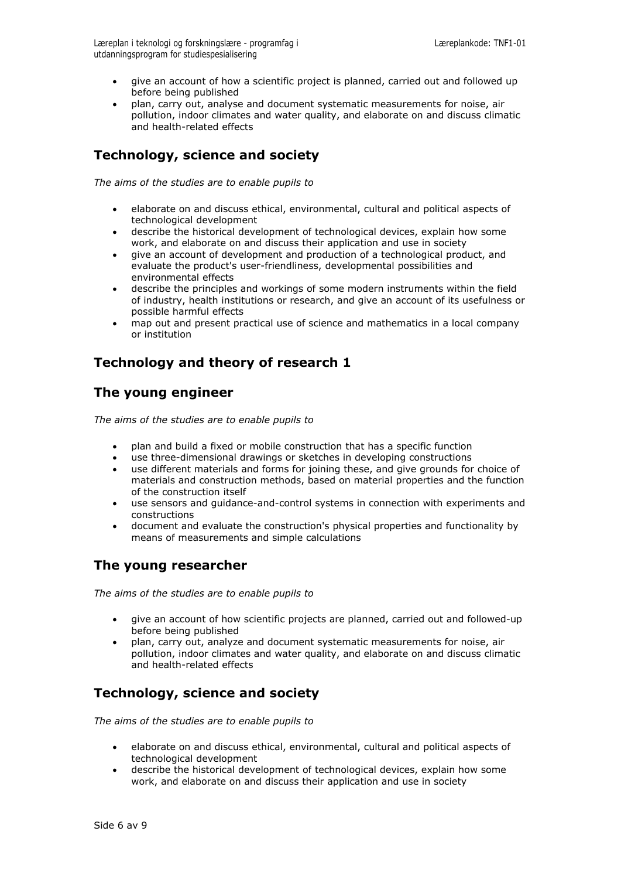- give an account of how a scientific project is planned, carried out and followed up before being published
- plan, carry out, analyse and document systematic measurements for noise, air pollution, indoor climates and water quality, and elaborate on and discuss climatic and health-related effects

## Technology, science and society

*The aims of the studies are to enable pupils to*

- elaborate on and discuss ethical, environmental, cultural and political aspects of technological development
- describe the historical development of technological devices, explain how some work, and elaborate on and discuss their application and use in society
- give an account of development and production of a technological product, and evaluate the product's user-friendliness, developmental possibilities and environmental effects
- describe the principles and workings of some modern instruments within the field of industry, health institutions or research, and give an account of its usefulness or possible harmful effects
- map out and present practical use of science and mathematics in a local company or institution

## Technology and theory of research 1

## The young engineer

*The aims of the studies are to enable pupils to*

- plan and build a fixed or mobile construction that has a specific function
- use three-dimensional drawings or sketches in developing constructions
- use different materials and forms for joining these, and give grounds for choice of materials and construction methods, based on material properties and the function of the construction itself
- use sensors and guidance-and-control systems in connection with experiments and constructions
- document and evaluate the construction's physical properties and functionality by means of measurements and simple calculations

## The young researcher

*The aims of the studies are to enable pupils to*

- give an account of how scientific projects are planned, carried out and followed-up before being published
- plan, carry out, analyze and document systematic measurements for noise, air pollution, indoor climates and water quality, and elaborate on and discuss climatic and health-related effects

## Technology, science and society

*The aims of the studies are to enable pupils to*

- elaborate on and discuss ethical, environmental, cultural and political aspects of technological development
- describe the historical development of technological devices, explain how some work, and elaborate on and discuss their application and use in society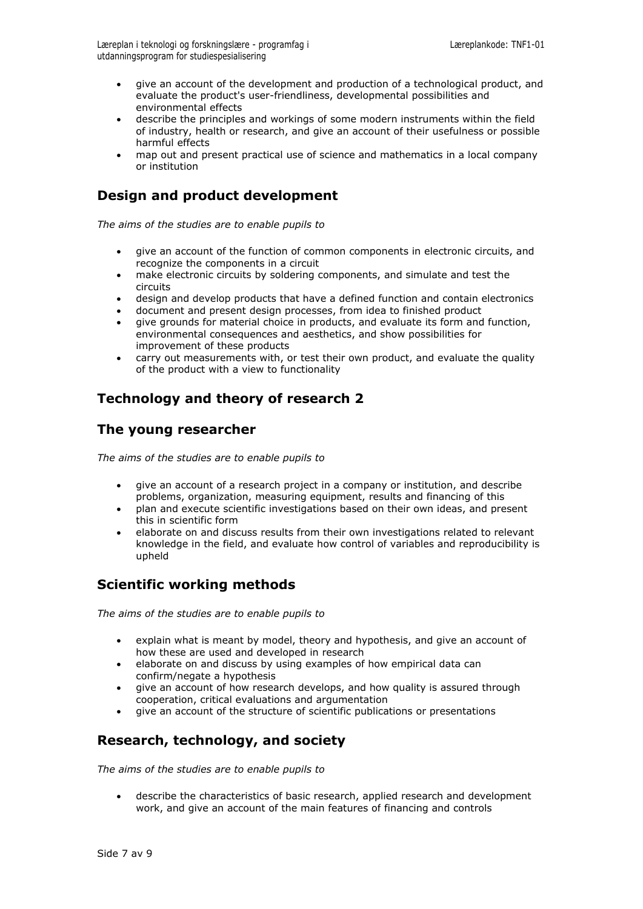- give an account of the development and production of a technological product, and evaluate the product's user-friendliness, developmental possibilities and environmental effects
- describe the principles and workings of some modern instruments within the field of industry, health or research, and give an account of their usefulness or possible harmful effects
- map out and present practical use of science and mathematics in a local company or institution

## Design and product development

*The aims of the studies are to enable pupils to*

- give an account of the function of common components in electronic circuits, and recognize the components in a circuit
- make electronic circuits by soldering components, and simulate and test the circuits
- design and develop products that have a defined function and contain electronics
- document and present design processes, from idea to finished product
- give grounds for material choice in products, and evaluate its form and function, environmental consequences and aesthetics, and show possibilities for improvement of these products
- carry out measurements with, or test their own product, and evaluate the quality of the product with a view to functionality

## Technology and theory of research 2

## The young researcher

*The aims of the studies are to enable pupils to*

- give an account of a research project in a company or institution, and describe problems, organization, measuring equipment, results and financing of this
- plan and execute scientific investigations based on their own ideas, and present this in scientific form
- elaborate on and discuss results from their own investigations related to relevant knowledge in the field, and evaluate how control of variables and reproducibility is upheld

## Scientific working methods

*The aims of the studies are to enable pupils to*

- explain what is meant by model, theory and hypothesis, and give an account of how these are used and developed in research
- elaborate on and discuss by using examples of how empirical data can confirm/negate a hypothesis
- give an account of how research develops, and how quality is assured through cooperation, critical evaluations and argumentation
- give an account of the structure of scientific publications or presentations

## Research, technology, and society

*The aims of the studies are to enable pupils to*

- describe the characteristics of basic research, applied research and development work, and give an account of the main features of financing and controls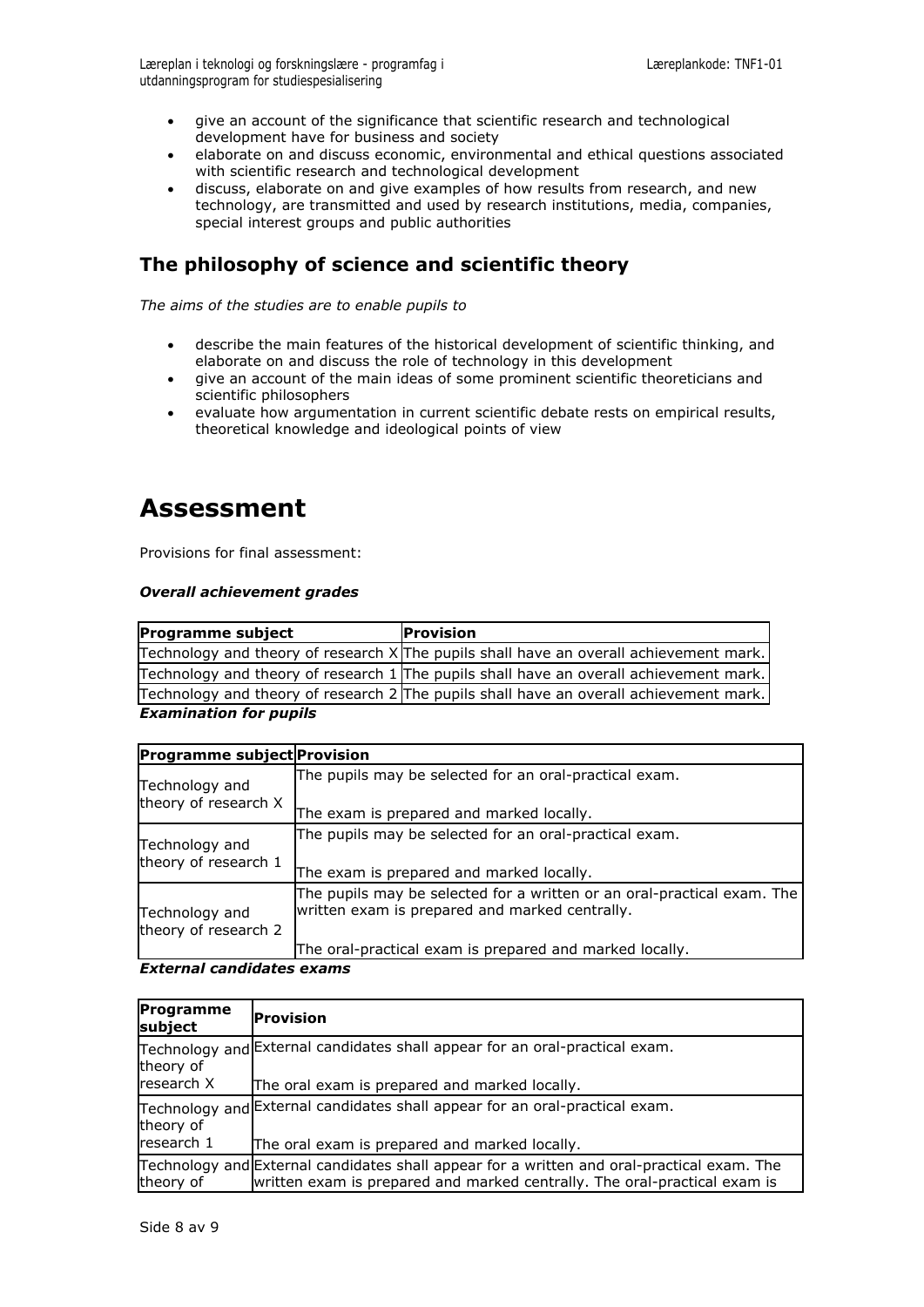- give an account of the significance that scientific research and technological development have for business and society
- elaborate on and discuss economic, environmental and ethical questions associated with scientific research and technological development
- discuss, elaborate on and give examples of how results from research, and new technology, are transmitted and used by research institutions, media, companies, special interest groups and public authorities

## The philosophy of science and scientific theory

*The aims of the studies are to enable pupils to*

- describe the main features of the historical development of scientific thinking, and elaborate on and discuss the role of technology in this development
- give an account of the main ideas of some prominent scientific theoreticians and scientific philosophers
- evaluate how argumentation in current scientific debate rests on empirical results, theoretical knowledge and ideological points of view

# Assessment

Provisions for final assessment:

***Overall achievement grades***

| Programme subject | Provision |
|---|---|
| Technology and theory of research X | The pupils shall have an overall achievement mark. |
| Technology and theory of research 1 | The pupils shall have an overall achievement mark. |
| Technology and theory of research 2 | The pupils shall have an overall achievement mark. |

***Examination for pupils***

| Programme subject | Provision |
|---|---|
| Technology and theory of research X | The pupils may be selected for an oral-practical exam.<br><br>The exam is prepared and marked locally. |
| Technology and theory of research 1 | The pupils may be selected for an oral-practical exam.<br><br>The exam is prepared and marked locally. |
| Technology and theory of research 2 | The pupils may be selected for a written or an oral-practical exam. The written exam is prepared and marked centrally.<br><br>The oral-practical exam is prepared and marked locally. |

***External candidates exams***

| Programme subject | Provision |
|---|---|
| Technology and theory of research X | External candidates shall appear for an oral-practical exam.<br><br>The oral exam is prepared and marked locally. |
| Technology and theory of research 1 | External candidates shall appear for an oral-practical exam.<br><br>The oral exam is prepared and marked locally. |
| Technology and theory of | External candidates shall appear for a written and oral-practical exam. The written exam is prepared and marked centrally. The oral-practical exam is |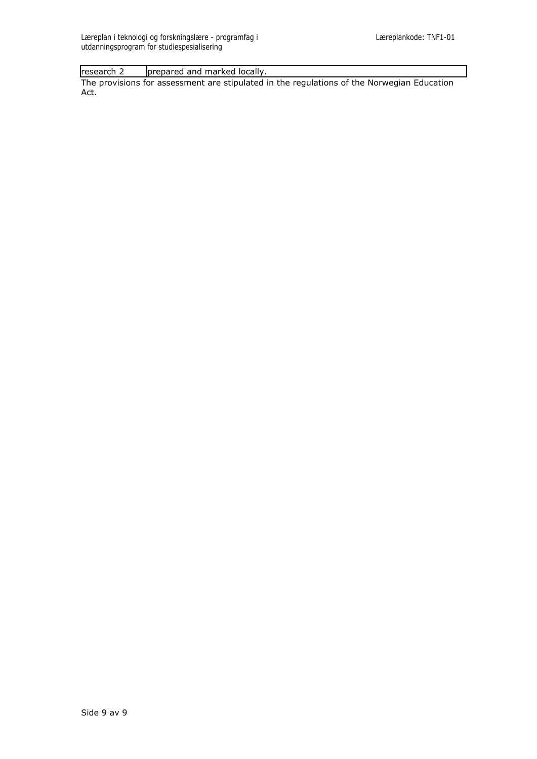| | |
|---|---|
| research 2 | prepared and marked locally. |

The provisions for assessment are stipulated in the regulations of the Norwegian Education Act.